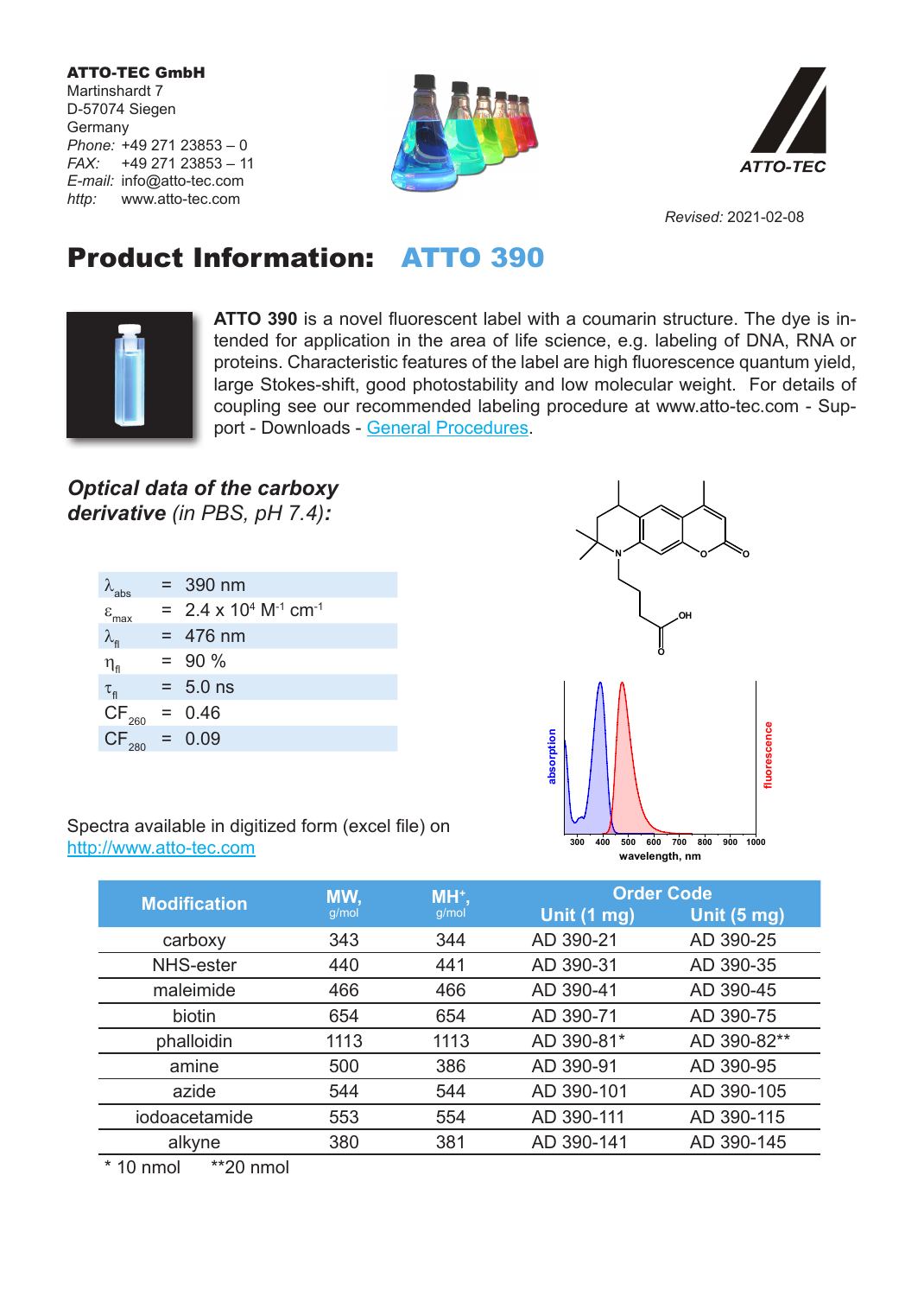**ATTO-TEC GmbH**
Martinshardt 7
D-57074 Siegen
Germany
*Phone:* +49 271 23853 – 0
*FAX:* +49 271 23853 – 11
*E-mail:* info@atto-tec.com
*http:* www.atto-tec.com

ATTO-TEC

*Revised:* 2021-02-08

# Product Information: ATTO 390

**ATTO 390** is a novel fluorescent label with a coumarin structure. The dye is intended for application in the area of life science, e.g. labeling of DNA, RNA or proteins. Characteristic features of the label are high fluorescence quantum yield, large Stokes-shift, good photostability and low molecular weight. For details of coupling see our recommended labeling procedure at www.atto-tec.com - Support - Downloads - General Procedures.

### *Optical data of the carboxy derivative (in PBS, pH 7.4):*

| | | |
|---|---|---|
| $\lambda_{abs}$ | = | 390 nm |
| $\varepsilon_{max}$ | = | $2.4 \times 10^4$ $M^{-1}$ $cm^{-1}$ |
| $\lambda_{fl}$ | = | 476 nm |
| $\eta_{fl}$ | = | 90 % |
| $\tau_{fl}$ | = | 5.0 ns |
| $CF_{260}$ | = | 0.46 |
| $CF_{280}$ | = | 0.09 |

Spectra available in digitized form (excel file) on
http://www.atto-tec.com

| Modification | MW, g/mol | $MH^+$, g/mol | Order Code Unit (1 mg) | Order Code Unit (5 mg) |
|---|---|---|---|---|
| carboxy | 343 | 344 | AD 390-21 | AD 390-25 |
| NHS-ester | 440 | 441 | AD 390-31 | AD 390-35 |
| maleimide | 466 | 466 | AD 390-41 | AD 390-45 |
| biotin | 654 | 654 | AD 390-71 | AD 390-75 |
| phalloidin | 1113 | 1113 | AD 390-81* | AD 390-82** |
| amine | 500 | 386 | AD 390-91 | AD 390-95 |
| azide | 544 | 544 | AD 390-101 | AD 390-105 |
| iodoacetamide | 553 | 554 | AD 390-111 | AD 390-115 |
| alkyne | 380 | 381 | AD 390-141 | AD 390-145 |

\* 10 nmol  **20 nmol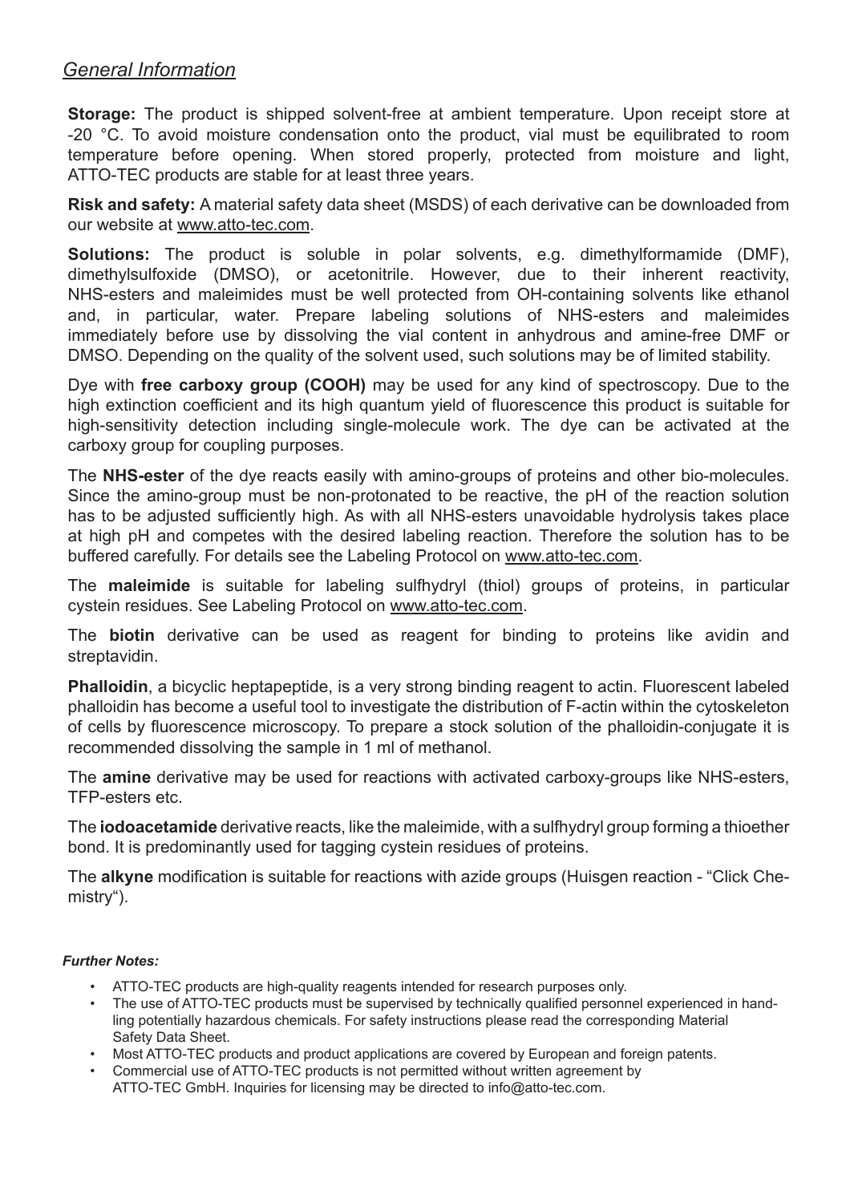## *General Information*

**Storage:** The product is shipped solvent-free at ambient temperature. Upon receipt store at -20 °C. To avoid moisture condensation onto the product, vial must be equilibrated to room temperature before opening. When stored properly, protected from moisture and light, ATTO-TEC products are stable for at least three years.

**Risk and safety:** A material safety data sheet (MSDS) of each derivative can be downloaded from our website at www.atto-tec.com.

**Solutions:** The product is soluble in polar solvents, e.g. dimethylformamide (DMF), dimethylsulfoxide (DMSO), or acetonitrile. However, due to their inherent reactivity, NHS-esters and maleimides must be well protected from OH-containing solvents like ethanol and, in particular, water. Prepare labeling solutions of NHS-esters and maleimides immediately before use by dissolving the vial content in anhydrous and amine-free DMF or DMSO. Depending on the quality of the solvent used, such solutions may be of limited stability.

Dye with **free carboxy group (COOH)** may be used for any kind of spectroscopy. Due to the high extinction coefficient and its high quantum yield of fluorescence this product is suitable for high-sensitivity detection including single-molecule work. The dye can be activated at the carboxy group for coupling purposes.

The **NHS-ester** of the dye reacts easily with amino-groups of proteins and other bio-molecules. Since the amino-group must be non-protonated to be reactive, the pH of the reaction solution has to be adjusted sufficiently high. As with all NHS-esters unavoidable hydrolysis takes place at high pH and competes with the desired labeling reaction. Therefore the solution has to be buffered carefully. For details see the Labeling Protocol on www.atto-tec.com.

The **maleimide** is suitable for labeling sulfhydryl (thiol) groups of proteins, in particular cystein residues. See Labeling Protocol on www.atto-tec.com.

The **biotin** derivative can be used as reagent for binding to proteins like avidin and streptavidin.

**Phalloidin**, a bicyclic heptapeptide, is a very strong binding reagent to actin. Fluorescent labeled phalloidin has become a useful tool to investigate the distribution of F-actin within the cytoskeleton of cells by fluorescence microscopy. To prepare a stock solution of the phalloidin-conjugate it is recommended dissolving the sample in 1 ml of methanol.

The **amine** derivative may be used for reactions with activated carboxy-groups like NHS-esters, TFP-esters etc.

The **iodoacetamide** derivative reacts, like the maleimide, with a sulfhydryl group forming a thioether bond. It is predominantly used for tagging cystein residues of proteins.

The **alkyne** modification is suitable for reactions with azide groups (Huisgen reaction - "Click Chemistry").

***Further Notes:***

- ATTO-TEC products are high-quality reagents intended for research purposes only.
- The use of ATTO-TEC products must be supervised by technically qualified personnel experienced in handling potentially hazardous chemicals. For safety instructions please read the corresponding Material Safety Data Sheet.
- Most ATTO-TEC products and product applications are covered by European and foreign patents.
- Commercial use of ATTO-TEC products is not permitted without written agreement by ATTO-TEC GmbH. Inquiries for licensing may be directed to info@atto-tec.com.